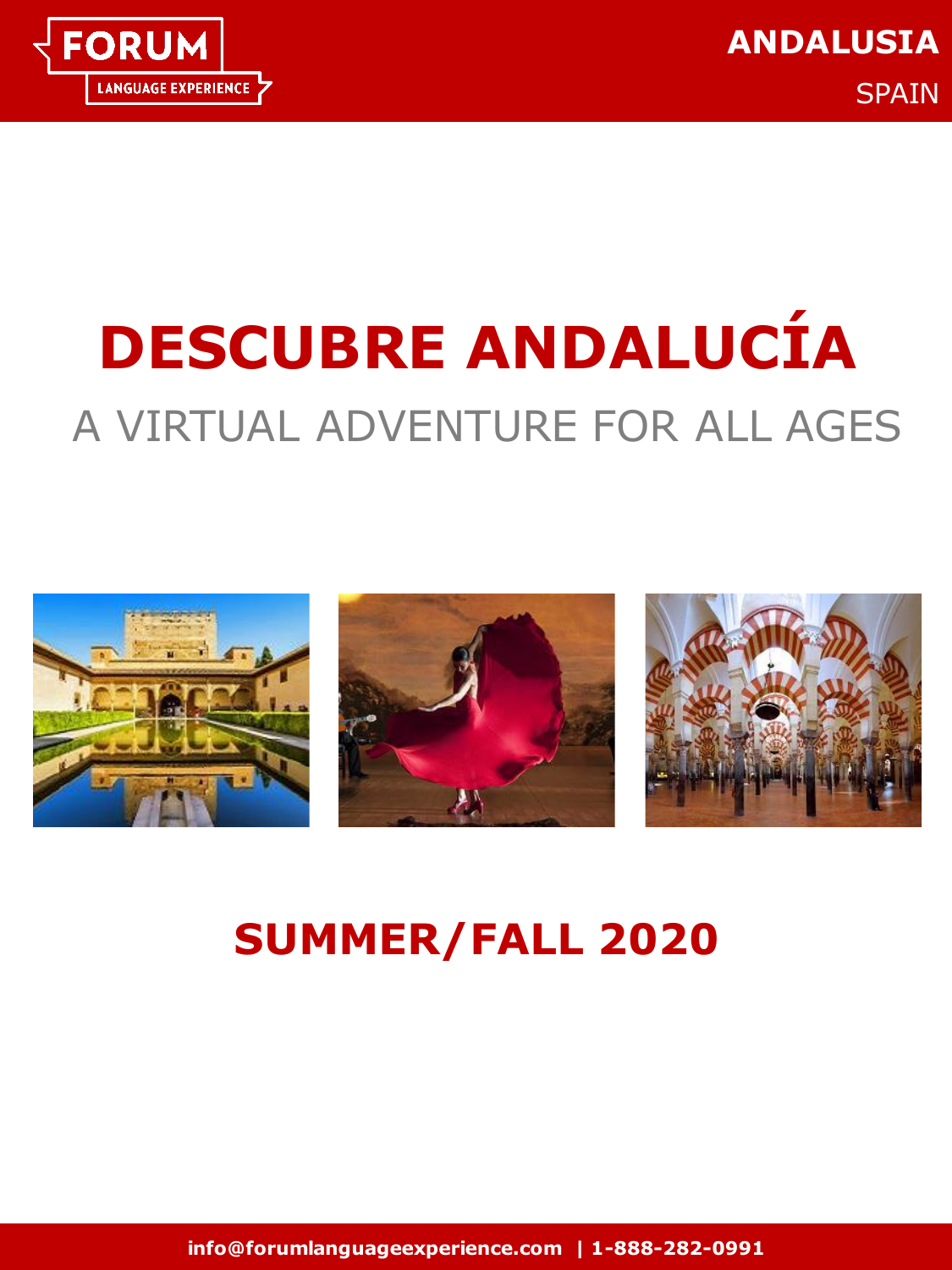FORUM LANGUAGE EXPERIENCE

**ANDALUSIA**

SPAIN

# DESCUBRE ANDALUCÍA

## A VIRTUAL ADVENTURE FOR ALL AGES

## SUMMER/FALL 2020

**info@forumlanguageexperience.com | 1-888-282-0991**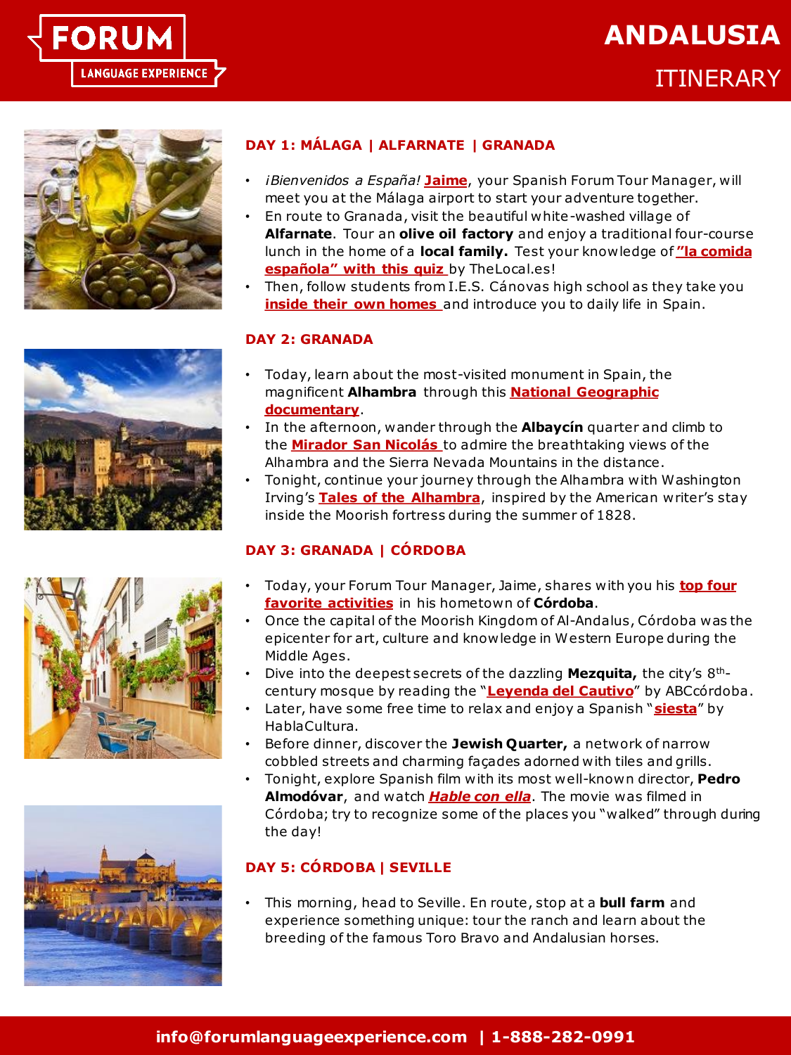# ANDALUSIA ITINERARY

## DAY 1: MÁLAGA | ALFARNATE | GRANADA

- *¡Bienvenidos a España!* **Jaime**, your Spanish Forum Tour Manager, will meet you at the Málaga airport to start your adventure together.
- En route to Granada, visit the beautiful white-washed village of **Alfarnate**. Tour an **olive oil factory** and enjoy a traditional four-course lunch in the home of a **local family.** Test your knowledge of **"la comida española" with this quiz** by TheLocal.es!
- Then, follow students from I.E.S. Cánovas high school as they take you **inside their own homes** and introduce you to daily life in Spain.

## DAY 2: GRANADA

- Today, learn about the most-visited monument in Spain, the magnificent **Alhambra** through this **National Geographic documentary**.
- In the afternoon, wander through the **Albaycín** quarter and climb to the **Mirador San Nicolás** to admire the breathtaking views of the Alhambra and the Sierra Nevada Mountains in the distance.
- Tonight, continue your journey through the Alhambra with Washington Irving's **Tales of the Alhambra**, inspired by the American writer's stay inside the Moorish fortress during the summer of 1828.

## DAY 3: GRANADA | CÓRDOBA

- Today, your Forum Tour Manager, Jaime, shares with you his **top four favorite activities** in his hometown of **Córdoba**.
- Once the capital of the Moorish Kingdom of Al-Andalus, Córdoba was the epicenter for art, culture and knowledge in Western Europe during the Middle Ages.
- Dive into the deepest secrets of the dazzling **Mezquita,** the city's 8th-century mosque by reading the "**Leyenda del Cautivo**" by ABCcórdoba.
- Later, have some free time to relax and enjoy a Spanish "**siesta**" by HablaCultura.
- Before dinner, discover the **Jewish Quarter,** a network of narrow cobbled streets and charming façades adorned with tiles and grills.
- Tonight, explore Spanish film with its most well-known director, **Pedro Almodóvar**, and watch ***Hable con ella***. The movie was filmed in Córdoba; try to recognize some of the places you "walked" through during the day!

## DAY 5: CÓRDOBA | SEVILLE

- This morning, head to Seville. En route, stop at a **bull farm** and experience something unique: tour the ranch and learn about the breeding of the famous Toro Bravo and Andalusian horses.

**info@forumlanguageexperience.com | 1-888-282-0991**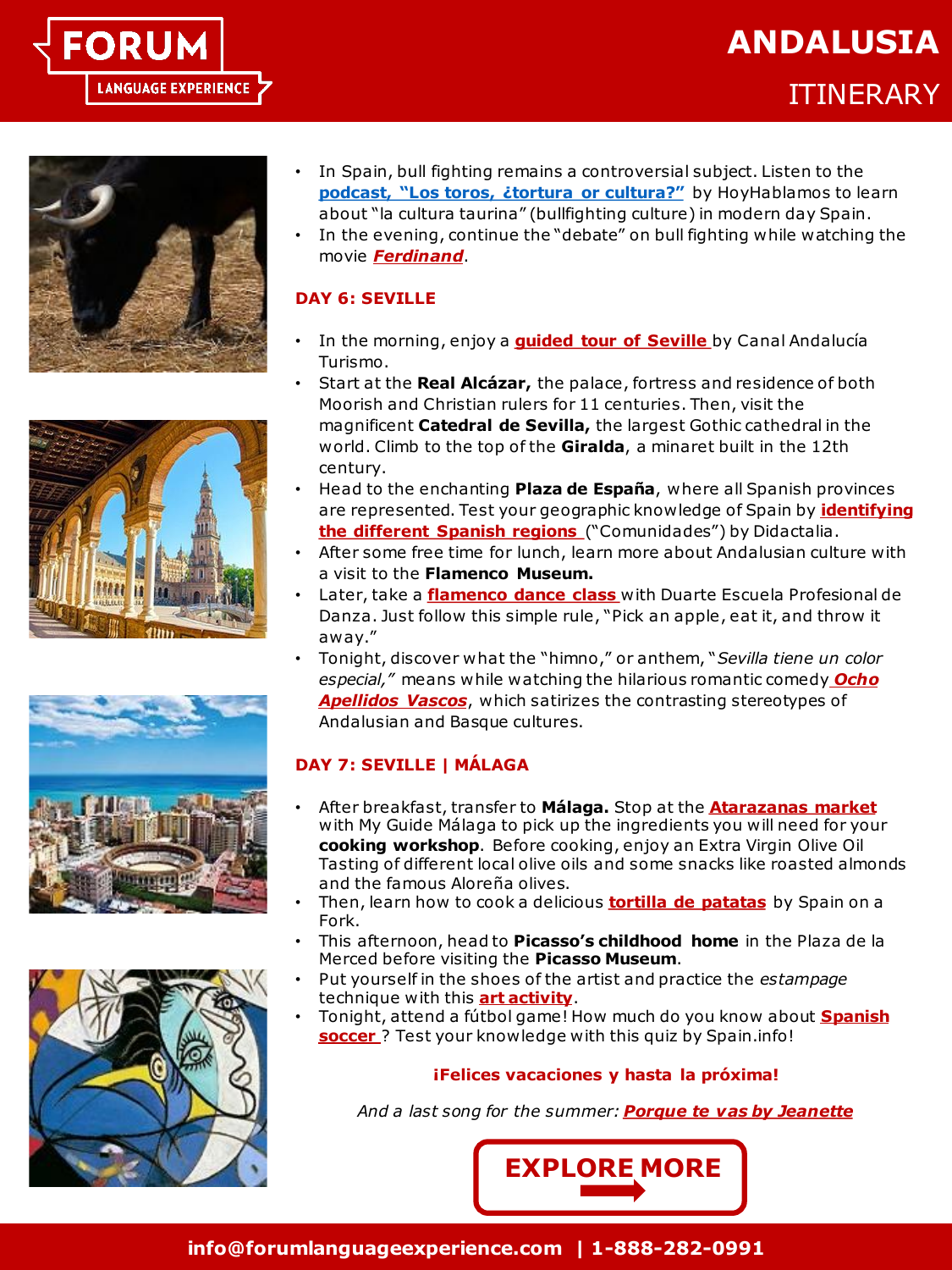- In Spain, bull fighting remains a controversial subject. Listen to the **podcast, "Los toros, ¿tortura or cultura?"** by HoyHablamos to learn about "la cultura taurina" (bullfighting culture) in modern day Spain.
- In the evening, continue the "debate" on bull fighting while watching the movie ***Ferdinand***.

### DAY 6: SEVILLE

- In the morning, enjoy a **guided tour of Seville** by Canal Andalucía Turismo.
- Start at the **Real Alcázar,** the palace, fortress and residence of both Moorish and Christian rulers for 11 centuries. Then, visit the magnificent **Catedral de Sevilla,** the largest Gothic cathedral in the world. Climb to the top of the **Giralda**, a minaret built in the 12th century.
- Head to the enchanting **Plaza de España**, where all Spanish provinces are represented. Test your geographic knowledge of Spain by **identifying the different Spanish regions** ("Comunidades") by Didactalia.
- After some free time for lunch, learn more about Andalusian culture with a visit to the **Flamenco Museum.**
- Later, take a **flamenco dance class** with Duarte Escuela Profesional de Danza. Just follow this simple rule, "Pick an apple, eat it, and throw it away."
- Tonight, discover what the "himno," or anthem, "*Sevilla tiene un color especial,*" means while watching the hilarious romantic comedy ***Ocho Apellidos Vascos***, which satirizes the contrasting stereotypes of Andalusian and Basque cultures.

### DAY 7: SEVILLE | MÁLAGA

- After breakfast, transfer to **Málaga.** Stop at the **Atarazanas market** with My Guide Málaga to pick up the ingredients you will need for your **cooking workshop**. Before cooking, enjoy an Extra Virgin Olive Oil Tasting of different local olive oils and some snacks like roasted almonds and the famous Aloreña olives.
- Then, learn how to cook a delicious **tortilla de patatas** by Spain on a Fork.
- This afternoon, head to **Picasso's childhood home** in the Plaza de la Merced before visiting the **Picasso Museum**.
- Put yourself in the shoes of the artist and practice the *estampage* technique with this **art activity**.
- Tonight, attend a fútbol game! How much do you know about **Spanish soccer** ? Test your knowledge with this quiz by Spain.info!

**¡Felices vacaciones y hasta la próxima!**

*And a last song for the summer:* ***Porque te vas by Jeanette***

**EXPLORE MORE**